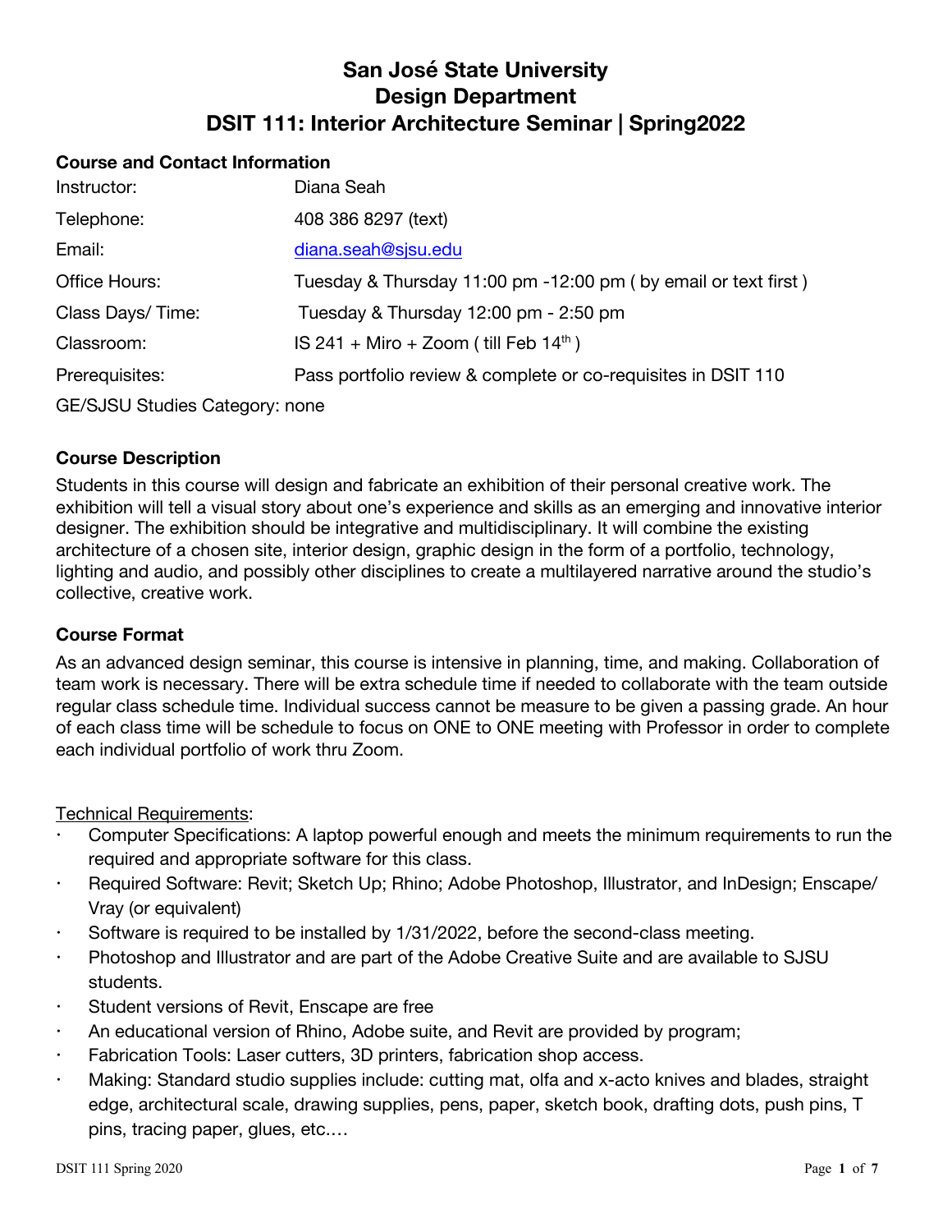# San José State University
# Design Department
# DSIT 111: Interior Architecture Seminar | Spring2022

**Course and Contact Information**

| | |
|---|---|
| Instructor: | Diana Seah |
| Telephone: | 408 386 8297 (text) |
| Email: | diana.seah@sjsu.edu |
| Office Hours: | Tuesday & Thursday 11:00 pm -12:00 pm ( by email or text first ) |
| Class Days/ Time: | Tuesday & Thursday 12:00 pm - 2:50 pm |
| Classroom: | IS 241 + Miro + Zoom ( till Feb 14th ) |
| Prerequisites: | Pass portfolio review & complete or co-requisites in DSIT 110 |

GE/SJSU Studies Category: none

**Course Description**

Students in this course will design and fabricate an exhibition of their personal creative work. The exhibition will tell a visual story about one's experience and skills as an emerging and innovative interior designer. The exhibition should be integrative and multidisciplinary. It will combine the existing architecture of a chosen site, interior design, graphic design in the form of a portfolio, technology, lighting and audio, and possibly other disciplines to create a multilayered narrative around the studio's collective, creative work.

**Course Format**

As an advanced design seminar, this course is intensive in planning, time, and making. Collaboration of team work is necessary. There will be extra schedule time if needed to collaborate with the team outside regular class schedule time. Individual success cannot be measure to be given a passing grade. An hour of each class time will be schedule to focus on ONE to ONE meeting with Professor in order to complete each individual portfolio of work thru Zoom.

Technical Requirements:

- Computer Specifications: A laptop powerful enough and meets the minimum requirements to run the required and appropriate software for this class.
- Required Software: Revit; Sketch Up; Rhino; Adobe Photoshop, Illustrator, and InDesign; Enscape/ Vray (or equivalent)
- Software is required to be installed by 1/31/2022, before the second-class meeting.
- Photoshop and Illustrator and are part of the Adobe Creative Suite and are available to SJSU students.
- Student versions of Revit, Enscape are free
- An educational version of Rhino, Adobe suite, and Revit are provided by program;
- Fabrication Tools: Laser cutters, 3D printers, fabrication shop access.
- Making: Standard studio supplies include: cutting mat, olfa and x-acto knives and blades, straight edge, architectural scale, drawing supplies, pens, paper, sketch book, drafting dots, push pins, T pins, tracing paper, glues, etc.…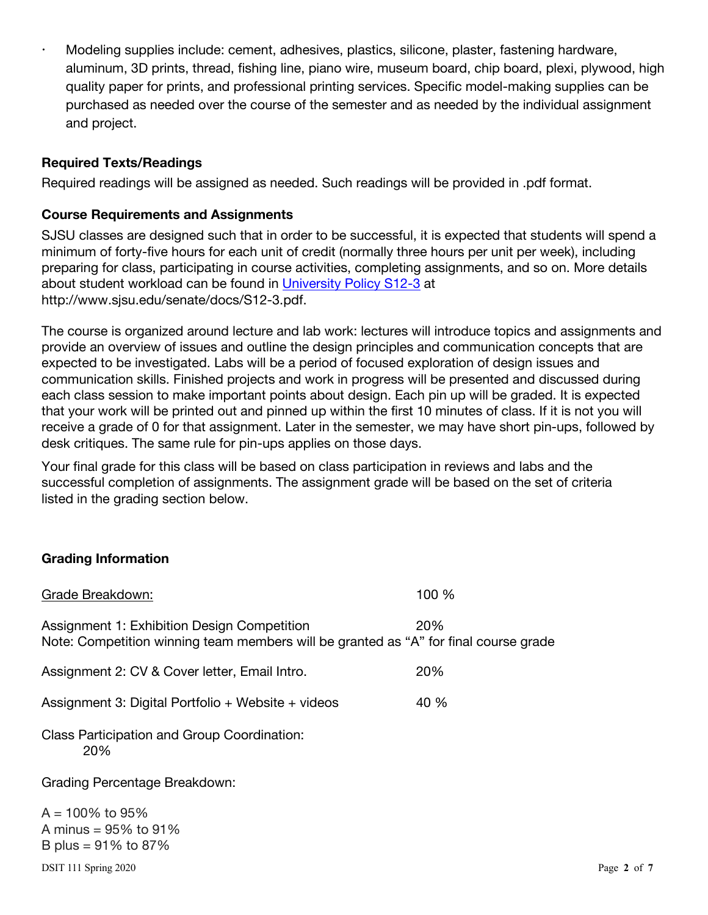- Modeling supplies include: cement, adhesives, plastics, silicone, plaster, fastening hardware, aluminum, 3D prints, thread, fishing line, piano wire, museum board, chip board, plexi, plywood, high quality paper for prints, and professional printing services. Specific model-making supplies can be purchased as needed over the course of the semester and as needed by the individual assignment and project.

### Required Texts/Readings

Required readings will be assigned as needed. Such readings will be provided in .pdf format.

### Course Requirements and Assignments

SJSU classes are designed such that in order to be successful, it is expected that students will spend a minimum of forty-five hours for each unit of credit (normally three hours per unit per week), including preparing for class, participating in course activities, completing assignments, and so on. More details about student workload can be found in [University Policy S12-3](http://www.sjsu.edu/senate/docs/S12-3.pdf) at http://www.sjsu.edu/senate/docs/S12-3.pdf.

The course is organized around lecture and lab work: lectures will introduce topics and assignments and provide an overview of issues and outline the design principles and communication concepts that are expected to be investigated. Labs will be a period of focused exploration of design issues and communication skills. Finished projects and work in progress will be presented and discussed during each class session to make important points about design. Each pin up will be graded. It is expected that your work will be printed out and pinned up within the first 10 minutes of class. If it is not you will receive a grade of 0 for that assignment. Later in the semester, we may have short pin-ups, followed by desk critiques. The same rule for pin-ups applies on those days.

Your final grade for this class will be based on class participation in reviews and labs and the successful completion of assignments. The assignment grade will be based on the set of criteria listed in the grading section below.

### Grading Information

<u>Grade Breakdown:</u> 100 %

Assignment 1: Exhibition Design Competition 20%
Note: Competition winning team members will be granted as "A" for final course grade

Assignment 2: CV & Cover letter, Email Intro. 20%

Assignment 3: Digital Portfolio + Website + videos 40 %

Class Participation and Group Coordination:
20%

Grading Percentage Breakdown:

A = 100% to 95%
A minus = 95% to 91%
B plus = 91% to 87%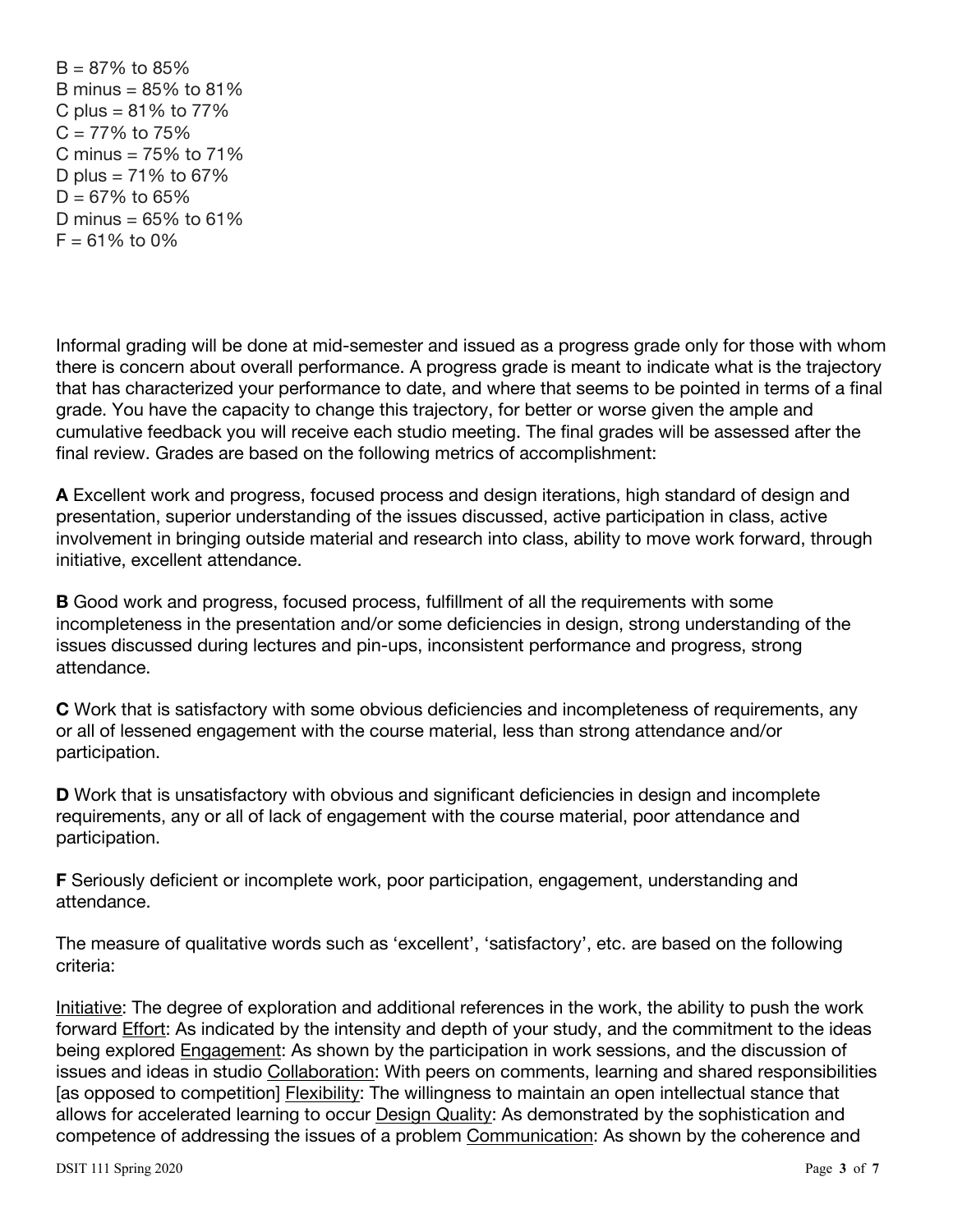B = 87% to 85%
B minus = 85% to 81%
C plus = 81% to 77%
C = 77% to 75%
C minus = 75% to 71%
D plus = 71% to 67%
D = 67% to 65%
D minus = 65% to 61%
F = 61% to 0%

Informal grading will be done at mid-semester and issued as a progress grade only for those with whom there is concern about overall performance. A progress grade is meant to indicate what is the trajectory that has characterized your performance to date, and where that seems to be pointed in terms of a final grade. You have the capacity to change this trajectory, for better or worse given the ample and cumulative feedback you will receive each studio meeting. The final grades will be assessed after the final review. Grades are based on the following metrics of accomplishment:

**A** Excellent work and progress, focused process and design iterations, high standard of design and presentation, superior understanding of the issues discussed, active participation in class, active involvement in bringing outside material and research into class, ability to move work forward, through initiative, excellent attendance.

**B** Good work and progress, focused process, fulfillment of all the requirements with some incompleteness in the presentation and/or some deficiencies in design, strong understanding of the issues discussed during lectures and pin-ups, inconsistent performance and progress, strong attendance.

**C** Work that is satisfactory with some obvious deficiencies and incompleteness of requirements, any or all of lessened engagement with the course material, less than strong attendance and/or participation.

**D** Work that is unsatisfactory with obvious and significant deficiencies in design and incomplete requirements, any or all of lack of engagement with the course material, poor attendance and participation.

**F** Seriously deficient or incomplete work, poor participation, engagement, understanding and attendance.

The measure of qualitative words such as 'excellent', 'satisfactory', etc. are based on the following criteria:

<u>Initiative</u>: The degree of exploration and additional references in the work, the ability to push the work forward <u>Effort</u>: As indicated by the intensity and depth of your study, and the commitment to the ideas being explored <u>Engagement</u>: As shown by the participation in work sessions, and the discussion of issues and ideas in studio <u>Collaboration</u>: With peers on comments, learning and shared responsibilities [as opposed to competition] <u>Flexibility</u>: The willingness to maintain an open intellectual stance that allows for accelerated learning to occur <u>Design Quality</u>: As demonstrated by the sophistication and competence of addressing the issues of a problem <u>Communication</u>: As shown by the coherence and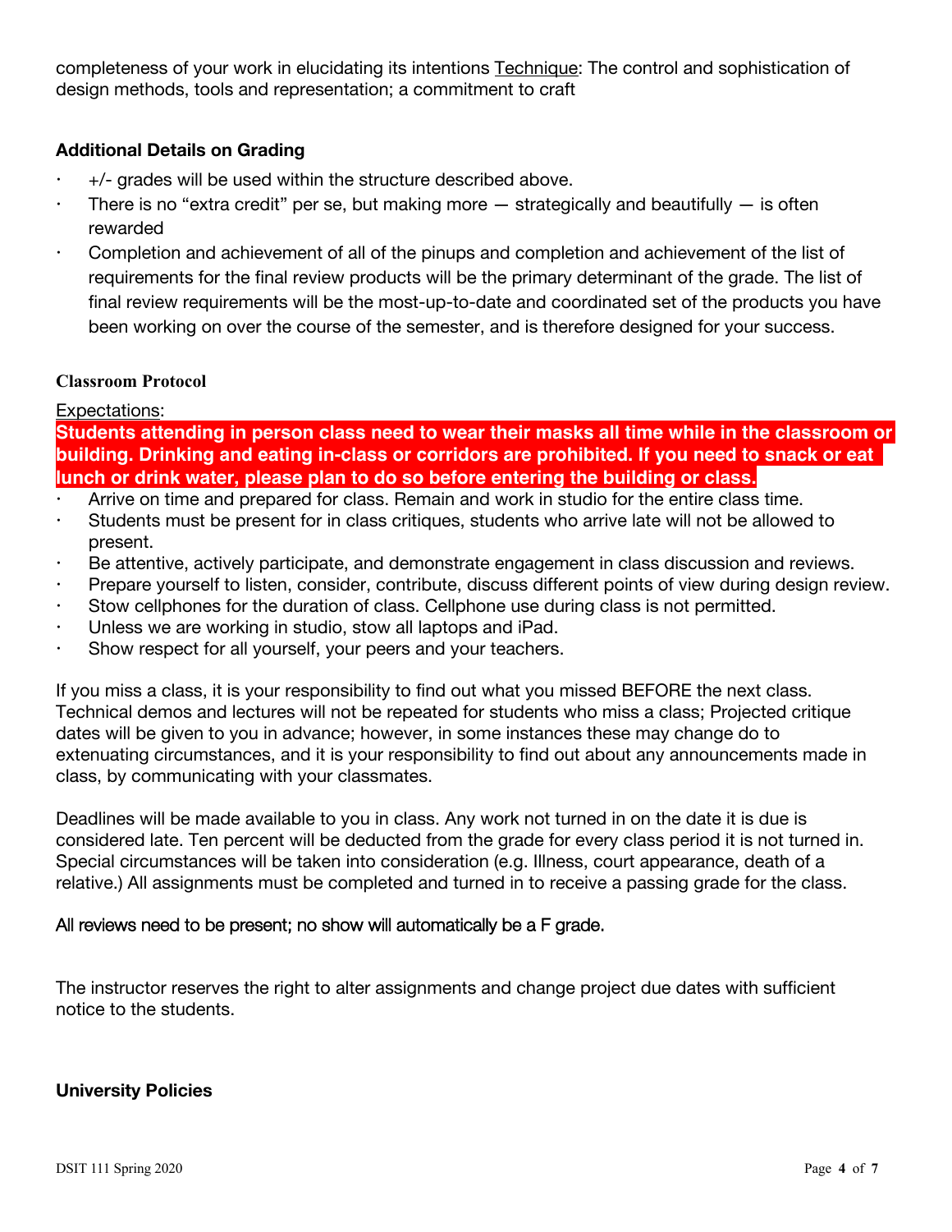completeness of your work in elucidating its intentions Technique: The control and sophistication of design methods, tools and representation; a commitment to craft

### Additional Details on Grading

- +/- grades will be used within the structure described above.
- There is no "extra credit" per se, but making more — strategically and beautifully — is often rewarded
- Completion and achievement of all of the pinups and completion and achievement of the list of requirements for the final review products will be the primary determinant of the grade. The list of final review requirements will be the most-up-to-date and coordinated set of the products you have been working on over the course of the semester, and is therefore designed for your success.

### Classroom Protocol

Expectations:

**Students attending in person class need to wear their masks all time while in the classroom or building. Drinking and eating in-class or corridors are prohibited. If you need to snack or eat lunch or drink water, please plan to do so before entering the building or class.**

- Arrive on time and prepared for class. Remain and work in studio for the entire class time.
- Students must be present for in class critiques, students who arrive late will not be allowed to present.
- Be attentive, actively participate, and demonstrate engagement in class discussion and reviews.
- Prepare yourself to listen, consider, contribute, discuss different points of view during design review.
- Stow cellphones for the duration of class. Cellphone use during class is not permitted.
- Unless we are working in studio, stow all laptops and iPad.
- Show respect for all yourself, your peers and your teachers.

If you miss a class, it is your responsibility to find out what you missed BEFORE the next class. Technical demos and lectures will not be repeated for students who miss a class; Projected critique dates will be given to you in advance; however, in some instances these may change do to extenuating circumstances, and it is your responsibility to find out about any announcements made in class, by communicating with your classmates.

Deadlines will be made available to you in class. Any work not turned in on the date it is due is considered late. Ten percent will be deducted from the grade for every class period it is not turned in. Special circumstances will be taken into consideration (e.g. Illness, court appearance, death of a relative.) All assignments must be completed and turned in to receive a passing grade for the class.

All reviews need to be present; no show will automatically be a F grade.

The instructor reserves the right to alter assignments and change project due dates with sufficient notice to the students.

### University Policies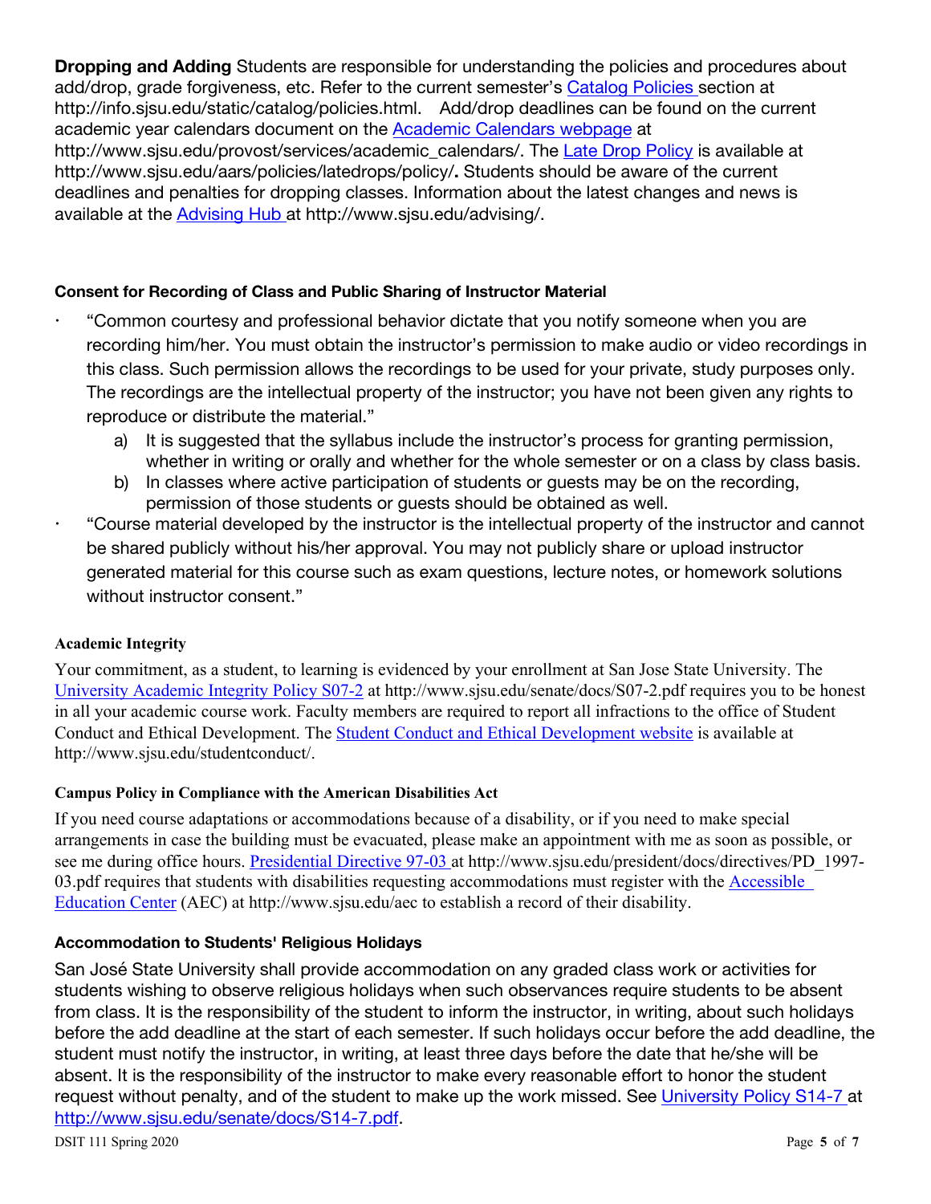**Dropping and Adding** Students are responsible for understanding the policies and procedures about add/drop, grade forgiveness, etc. Refer to the current semester's [Catalog Policies](http://info.sjsu.edu/static/catalog/policies.html) section at http://info.sjsu.edu/static/catalog/policies.html. Add/drop deadlines can be found on the current academic year calendars document on the [Academic Calendars webpage](http://www.sjsu.edu/provost/services/academic_calendars/) at http://www.sjsu.edu/provost/services/academic_calendars/. The [Late Drop Policy](http://www.sjsu.edu/aars/policies/latedrops/policy/) is available at http://www.sjsu.edu/aars/policies/latedrops/policy/**.** Students should be aware of the current deadlines and penalties for dropping classes. Information about the latest changes and news is available at the [Advising Hub](http://www.sjsu.edu/advising/) at http://www.sjsu.edu/advising/.

### Consent for Recording of Class and Public Sharing of Instructor Material

- "Common courtesy and professional behavior dictate that you notify someone when you are recording him/her. You must obtain the instructor's permission to make audio or video recordings in this class. Such permission allows the recordings to be used for your private, study purposes only. The recordings are the intellectual property of the instructor; you have not been given any rights to reproduce or distribute the material."
    a) It is suggested that the syllabus include the instructor's process for granting permission, whether in writing or orally and whether for the whole semester or on a class by class basis.
    b) In classes where active participation of students or guests may be on the recording, permission of those students or guests should be obtained as well.
- "Course material developed by the instructor is the intellectual property of the instructor and cannot be shared publicly without his/her approval. You may not publicly share or upload instructor generated material for this course such as exam questions, lecture notes, or homework solutions without instructor consent."

### Academic Integrity

Your commitment, as a student, to learning is evidenced by your enrollment at San Jose State University. The [University Academic Integrity Policy S07-2](http://www.sjsu.edu/senate/docs/S07-2.pdf) at http://www.sjsu.edu/senate/docs/S07-2.pdf requires you to be honest in all your academic course work. Faculty members are required to report all infractions to the office of Student Conduct and Ethical Development. The [Student Conduct and Ethical Development website](http://www.sjsu.edu/studentconduct/) is available at http://www.sjsu.edu/studentconduct/.

### Campus Policy in Compliance with the American Disabilities Act

If you need course adaptations or accommodations because of a disability, or if you need to make special arrangements in case the building must be evacuated, please make an appointment with me as soon as possible, or see me during office hours. [Presidential Directive 97-03](http://www.sjsu.edu/president/docs/directives/PD_1997-03.pdf) at http://www.sjsu.edu/president/docs/directives/PD_1997-03.pdf requires that students with disabilities requesting accommodations must register with the [Accessible Education Center](http://www.sjsu.edu/aec) (AEC) at http://www.sjsu.edu/aec to establish a record of their disability.

### Accommodation to Students' Religious Holidays

San José State University shall provide accommodation on any graded class work or activities for students wishing to observe religious holidays when such observances require students to be absent from class. It is the responsibility of the student to inform the instructor, in writing, about such holidays before the add deadline at the start of each semester. If such holidays occur before the add deadline, the student must notify the instructor, in writing, at least three days before the date that he/she will be absent. It is the responsibility of the instructor to make every reasonable effort to honor the student request without penalty, and of the student to make up the work missed. See [University Policy S14-7](http://www.sjsu.edu/senate/docs/S14-7.pdf) at [http://www.sjsu.edu/senate/docs/S14-7.pdf](http://www.sjsu.edu/senate/docs/S14-7.pdf).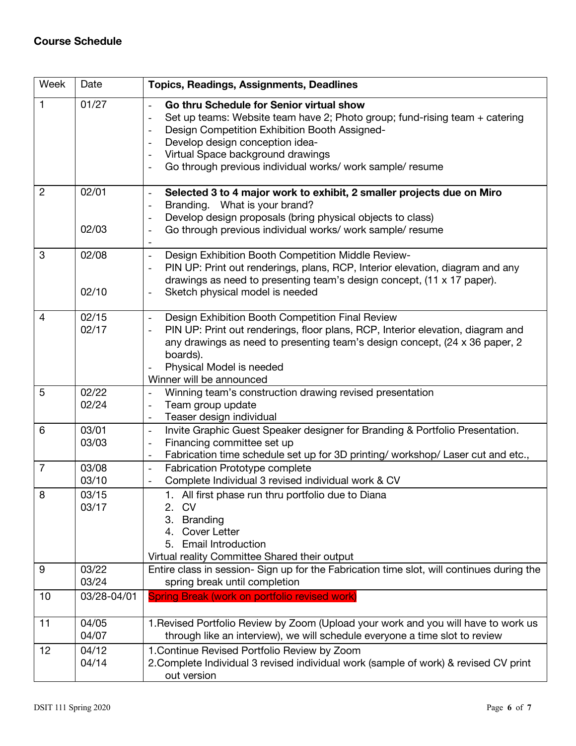**Course Schedule**

| Week | Date | **Topics, Readings, Assignments, Deadlines** |
|---|---|---|
| 1 | 01/27 | - **Go thru Schedule for Senior virtual show**<br>- Set up teams: Website team have 2; Photo group; fund-rising team + catering<br>- Design Competition Exhibition Booth Assigned-<br>- Develop design conception idea-<br>- Virtual Space background drawings<br>- Go through previous individual works/ work sample/ resume |
| 2 | 02/01<br><br>02/03 | - **Selected 3 to 4 major work to exhibit, 2 smaller projects due on Miro**<br>- Branding. What is your brand?<br>- Develop design proposals (bring physical objects to class)<br>- Go through previous individual works/ work sample/ resume<br>- |
| 3 | 02/08<br><br>02/10 | - Design Exhibition Booth Competition Middle Review-<br>- PIN UP: Print out renderings, plans, RCP, Interior elevation, diagram and any drawings as need to presenting team's design concept, (11 x 17 paper).<br>- Sketch physical model is needed |
| 4 | 02/15<br>02/17 | - Design Exhibition Booth Competition Final Review<br>- PIN UP: Print out renderings, floor plans, RCP, Interior elevation, diagram and any drawings as need to presenting team's design concept, (24 x 36 paper, 2 boards).<br>- Physical Model is needed<br>Winner will be announced |
| 5 | 02/22<br>02/24 | - Winning team's construction drawing revised presentation<br>- Team group update<br>- Teaser design individual |
| 6 | 03/01<br>03/03 | - Invite Graphic Guest Speaker designer for Branding & Portfolio Presentation.<br>- Financing committee set up<br>- Fabrication time schedule set up for 3D printing/ workshop/ Laser cut and etc., |
| 7 | 03/08<br>03/10 | - Fabrication Prototype complete<br>- Complete Individual 3 revised individual work & CV |
| 8 | 03/15<br>03/17 | 1. All first phase run thru portfolio due to Diana<br>2. CV<br>3. Branding<br>4. Cover Letter<br>5. Email Introduction<br>Virtual reality Committee Shared their output |
| 9 | 03/22<br>03/24 | Entire class in session- Sign up for the Fabrication time slot, will continues during the spring break until completion |
| 10 | 03/28-04/01 | Spring Break (work on portfolio revised work) |
| 11 | 04/05<br>04/07 | 1.Revised Portfolio Review by Zoom (Upload your work and you will have to work us through like an interview), we will schedule everyone a time slot to review |
| 12 | 04/12<br>04/14 | 1.Continue Revised Portfolio Review by Zoom<br>2.Complete Individual 3 revised individual work (sample of work) & revised CV print out version |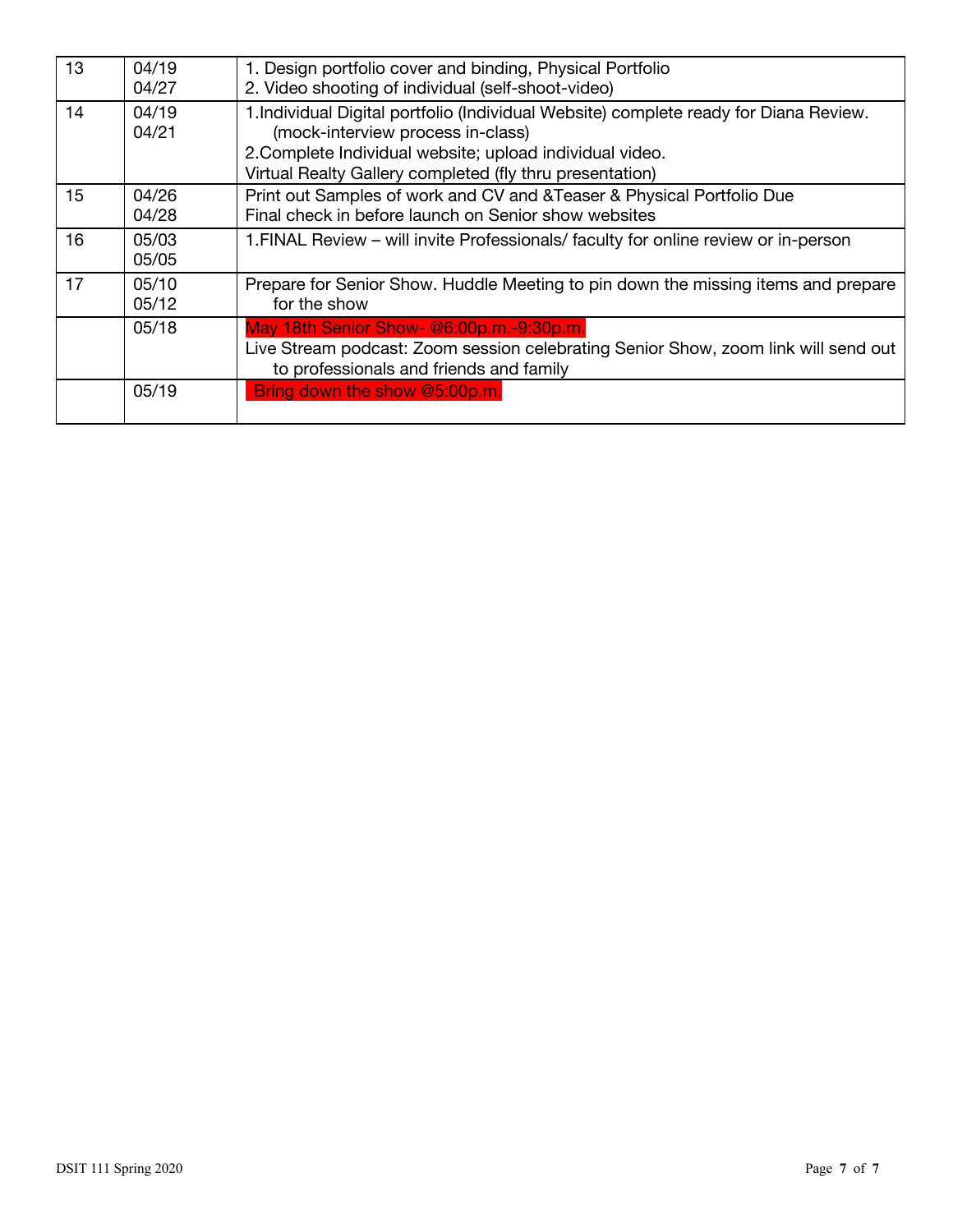| | | |
|---|---|---|
| 13 | 04/19<br>04/27 | 1. Design portfolio cover and binding, Physical Portfolio<br>2. Video shooting of individual (self-shoot-video) |
| 14 | 04/19<br>04/21 | 1.Individual Digital portfolio (Individual Website) complete ready for Diana Review. (mock-interview process in-class)<br>2.Complete Individual website; upload individual video.<br>Virtual Realty Gallery completed (fly thru presentation) |
| 15 | 04/26<br>04/28 | Print out Samples of work and CV and &Teaser & Physical Portfolio Due<br>Final check in before launch on Senior show websites |
| 16 | 05/03<br>05/05 | 1.FINAL Review – will invite Professionals/ faculty for online review or in-person |
| 17 | 05/10<br>05/12 | Prepare for Senior Show. Huddle Meeting to pin down the missing items and prepare for the show |
| | 05/18 | May 18th Senior Show- @6:00p.m.-9:30p.m.<br>Live Stream podcast: Zoom session celebrating Senior Show, zoom link will send out to professionals and friends and family |
| | 05/19 | Bring down the show @5:00p.m. |